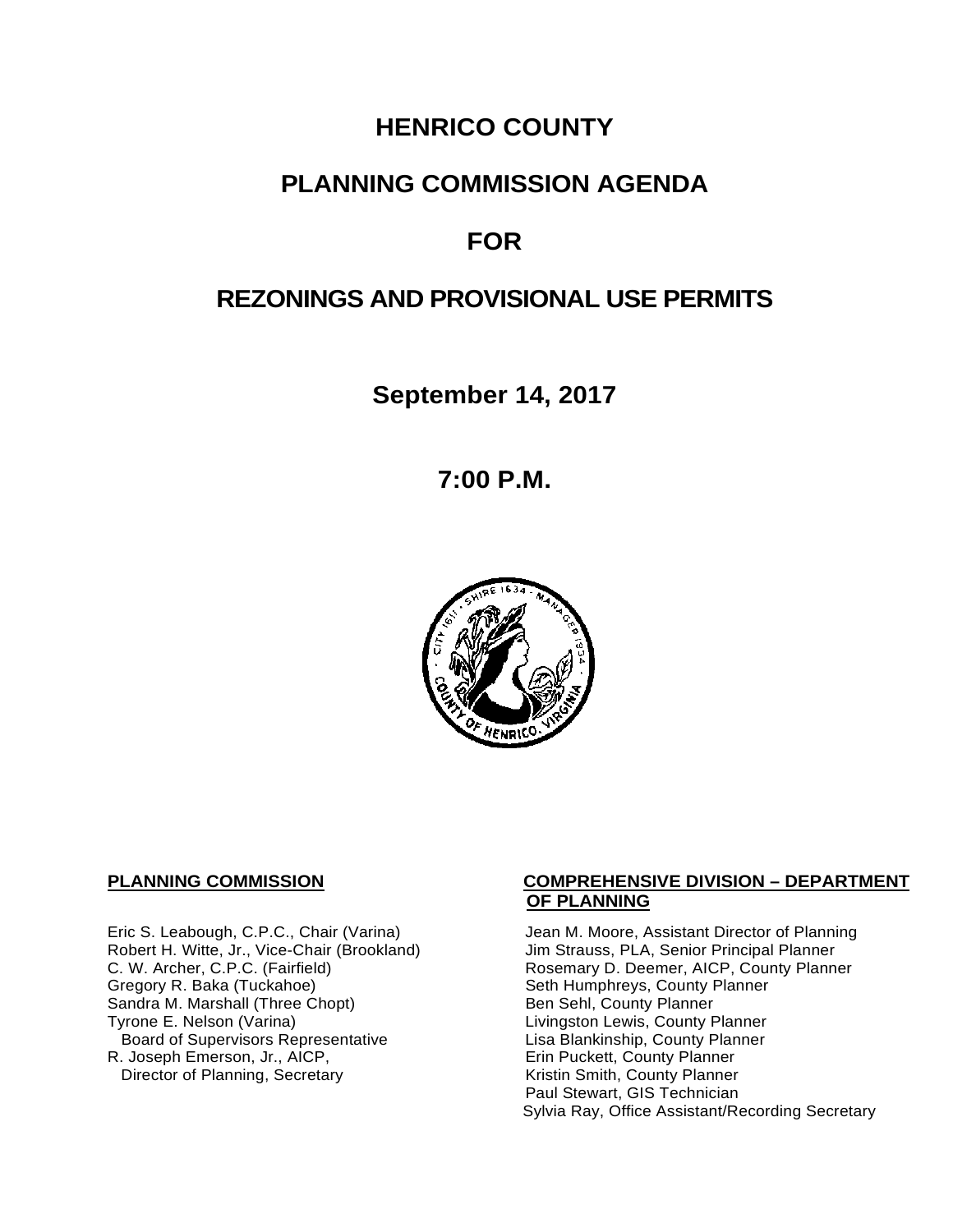# HENRICO COUNTY

# PLANNING COMMISSION AGENDA

# FOR

# REZONINGS AND PROVISIONAL USE PERMITS

**September 14, 2017**

**7:00 P.M.**

**PLANNING COMMISSION**

Eric S. Leabough, C.P.C., Chair (Varina)
Robert H. Witte, Jr., Vice-Chair (Brookland)
C. W. Archer, C.P.C. (Fairfield)
Gregory R. Baka (Tuckahoe)
Sandra M. Marshall (Three Chopt)
Tyrone E. Nelson (Varina)
Board of Supervisors Representative
R. Joseph Emerson, Jr., AICP,
Director of Planning, Secretary

**COMPREHENSIVE DIVISION – DEPARTMENT OF PLANNING**

Jean M. Moore, Assistant Director of Planning
Jim Strauss, PLA, Senior Principal Planner
Rosemary D. Deemer, AICP, County Planner
Seth Humphreys, County Planner
Ben Sehl, County Planner
Livingston Lewis, County Planner
Lisa Blankinship, County Planner
Erin Puckett, County Planner
Kristin Smith, County Planner
Paul Stewart, GIS Technician
Sylvia Ray, Office Assistant/Recording Secretary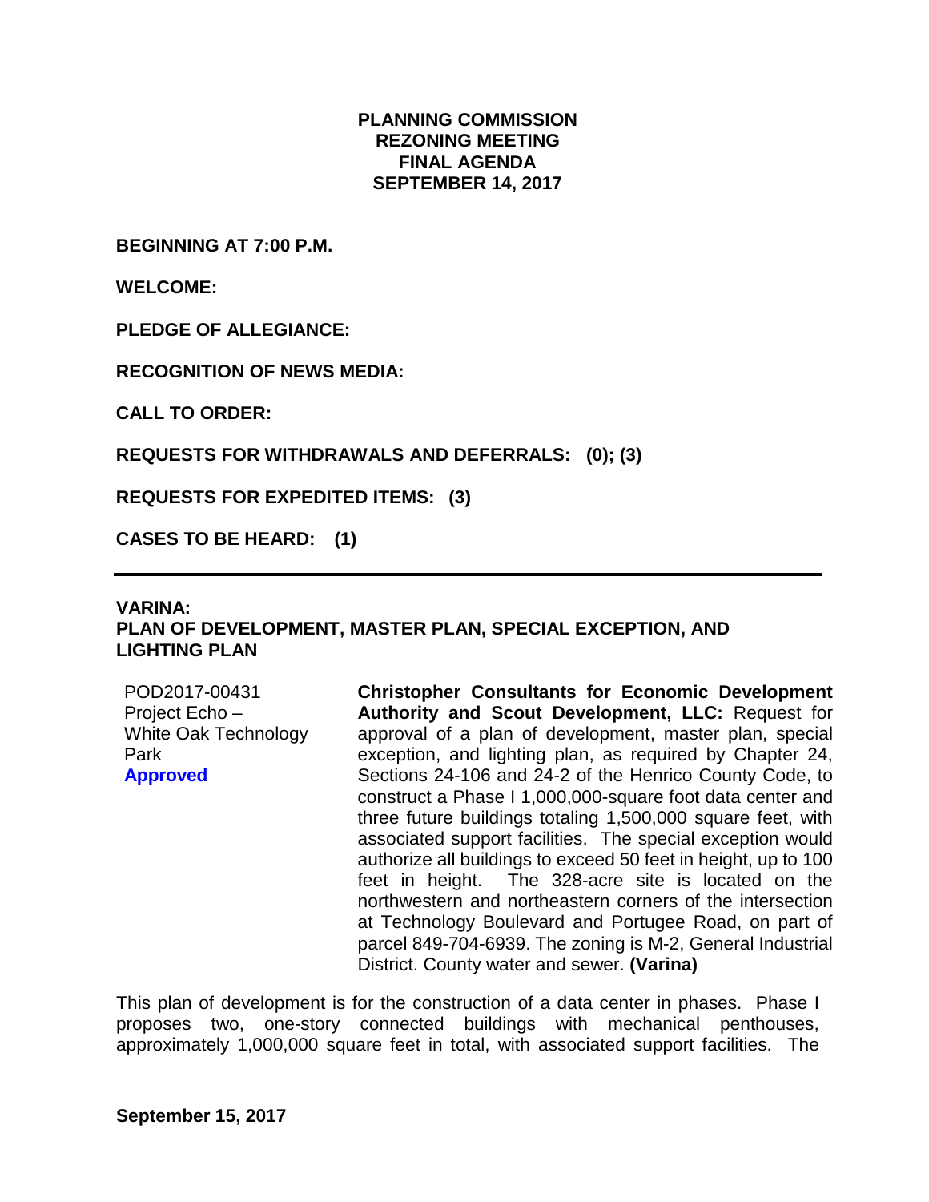**PLANNING COMMISSION**
**REZONING MEETING**
**FINAL AGENDA**
**SEPTEMBER 14, 2017**

**BEGINNING AT 7:00 P.M.**

**WELCOME:**

**PLEDGE OF ALLEGIANCE:**

**RECOGNITION OF NEWS MEDIA:**

**CALL TO ORDER:**

**REQUESTS FOR WITHDRAWALS AND DEFERRALS: (0); (3)**

**REQUESTS FOR EXPEDITED ITEMS: (3)**

**CASES TO BE HEARD: (1)**

---

**VARINA:**
**PLAN OF DEVELOPMENT, MASTER PLAN, SPECIAL EXCEPTION, AND LIGHTING PLAN**

POD2017-00431
Project Echo –
White Oak Technology Park
**Approved**

**Christopher Consultants for Economic Development Authority and Scout Development, LLC:** Request for approval of a plan of development, master plan, special exception, and lighting plan, as required by Chapter 24, Sections 24-106 and 24-2 of the Henrico County Code, to construct a Phase I 1,000,000-square foot data center and three future buildings totaling 1,500,000 square feet, with associated support facilities. The special exception would authorize all buildings to exceed 50 feet in height, up to 100 feet in height. The 328-acre site is located on the northwestern and northeastern corners of the intersection at Technology Boulevard and Portugee Road, on part of parcel 849-704-6939. The zoning is M-2, General Industrial District. County water and sewer. **(Varina)**

This plan of development is for the construction of a data center in phases. Phase I proposes two, one-story connected buildings with mechanical penthouses, approximately 1,000,000 square feet in total, with associated support facilities. The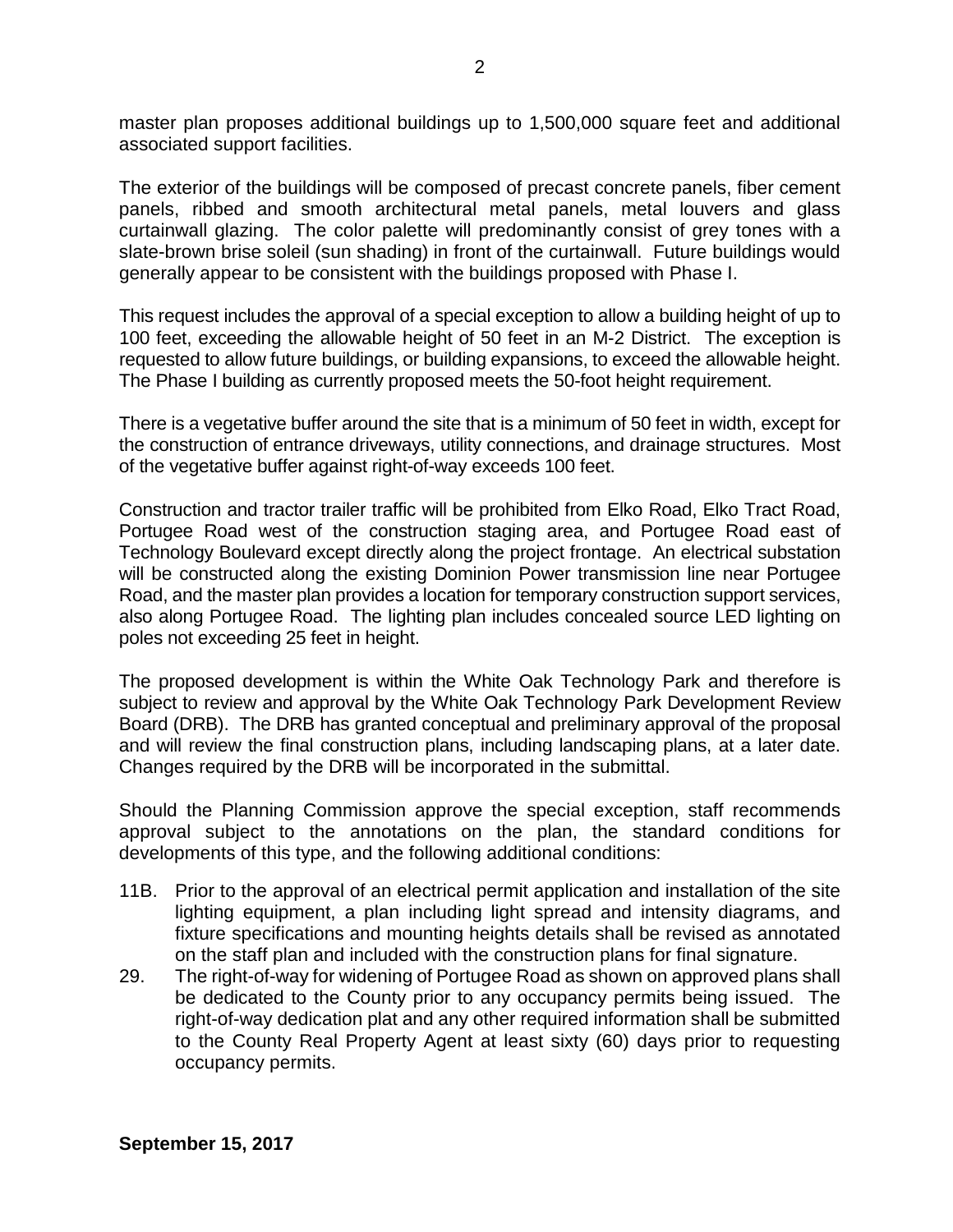master plan proposes additional buildings up to 1,500,000 square feet and additional associated support facilities.

The exterior of the buildings will be composed of precast concrete panels, fiber cement panels, ribbed and smooth architectural metal panels, metal louvers and glass curtainwall glazing. The color palette will predominantly consist of grey tones with a slate-brown brise soleil (sun shading) in front of the curtainwall. Future buildings would generally appear to be consistent with the buildings proposed with Phase I.

This request includes the approval of a special exception to allow a building height of up to 100 feet, exceeding the allowable height of 50 feet in an M-2 District. The exception is requested to allow future buildings, or building expansions, to exceed the allowable height. The Phase I building as currently proposed meets the 50-foot height requirement.

There is a vegetative buffer around the site that is a minimum of 50 feet in width, except for the construction of entrance driveways, utility connections, and drainage structures. Most of the vegetative buffer against right-of-way exceeds 100 feet.

Construction and tractor trailer traffic will be prohibited from Elko Road, Elko Tract Road, Portugee Road west of the construction staging area, and Portugee Road east of Technology Boulevard except directly along the project frontage. An electrical substation will be constructed along the existing Dominion Power transmission line near Portugee Road, and the master plan provides a location for temporary construction support services, also along Portugee Road. The lighting plan includes concealed source LED lighting on poles not exceeding 25 feet in height.

The proposed development is within the White Oak Technology Park and therefore is subject to review and approval by the White Oak Technology Park Development Review Board (DRB). The DRB has granted conceptual and preliminary approval of the proposal and will review the final construction plans, including landscaping plans, at a later date. Changes required by the DRB will be incorporated in the submittal.

Should the Planning Commission approve the special exception, staff recommends approval subject to the annotations on the plan, the standard conditions for developments of this type, and the following additional conditions:

11B. Prior to the approval of an electrical permit application and installation of the site lighting equipment, a plan including light spread and intensity diagrams, and fixture specifications and mounting heights details shall be revised as annotated on the staff plan and included with the construction plans for final signature.

29. The right-of-way for widening of Portugee Road as shown on approved plans shall be dedicated to the County prior to any occupancy permits being issued. The right-of-way dedication plat and any other required information shall be submitted to the County Real Property Agent at least sixty (60) days prior to requesting occupancy permits.

**September 15, 2017**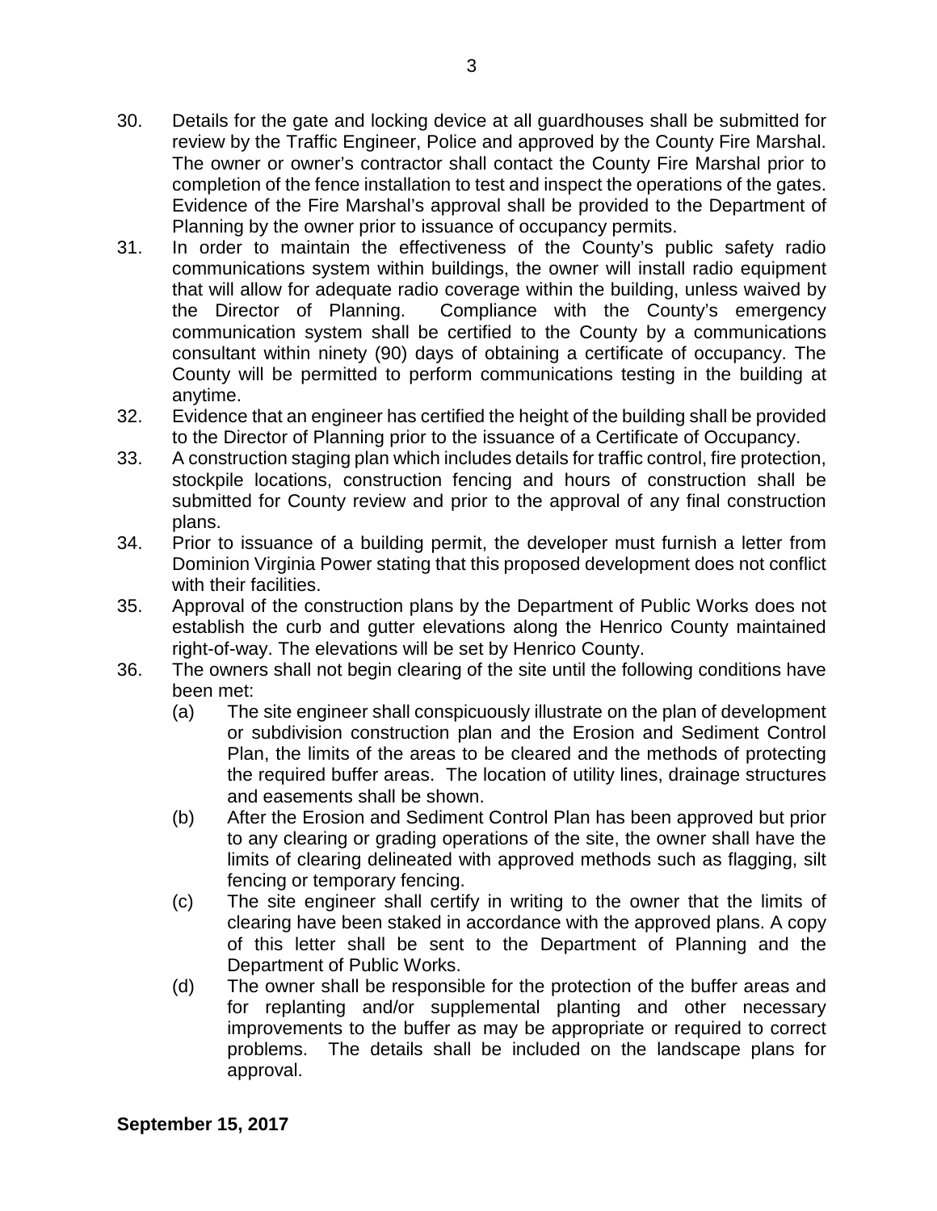30. Details for the gate and locking device at all guardhouses shall be submitted for review by the Traffic Engineer, Police and approved by the County Fire Marshal. The owner or owner's contractor shall contact the County Fire Marshal prior to completion of the fence installation to test and inspect the operations of the gates. Evidence of the Fire Marshal's approval shall be provided to the Department of Planning by the owner prior to issuance of occupancy permits.
31. In order to maintain the effectiveness of the County's public safety radio communications system within buildings, the owner will install radio equipment that will allow for adequate radio coverage within the building, unless waived by the Director of Planning. Compliance with the County's emergency communication system shall be certified to the County by a communications consultant within ninety (90) days of obtaining a certificate of occupancy. The County will be permitted to perform communications testing in the building at anytime.
32. Evidence that an engineer has certified the height of the building shall be provided to the Director of Planning prior to the issuance of a Certificate of Occupancy.
33. A construction staging plan which includes details for traffic control, fire protection, stockpile locations, construction fencing and hours of construction shall be submitted for County review and prior to the approval of any final construction plans.
34. Prior to issuance of a building permit, the developer must furnish a letter from Dominion Virginia Power stating that this proposed development does not conflict with their facilities.
35. Approval of the construction plans by the Department of Public Works does not establish the curb and gutter elevations along the Henrico County maintained right-of-way. The elevations will be set by Henrico County.
36. The owners shall not begin clearing of the site until the following conditions have been met:
    - (a) The site engineer shall conspicuously illustrate on the plan of development or subdivision construction plan and the Erosion and Sediment Control Plan, the limits of the areas to be cleared and the methods of protecting the required buffer areas. The location of utility lines, drainage structures and easements shall be shown.
    - (b) After the Erosion and Sediment Control Plan has been approved but prior to any clearing or grading operations of the site, the owner shall have the limits of clearing delineated with approved methods such as flagging, silt fencing or temporary fencing.
    - (c) The site engineer shall certify in writing to the owner that the limits of clearing have been staked in accordance with the approved plans. A copy of this letter shall be sent to the Department of Planning and the Department of Public Works.
    - (d) The owner shall be responsible for the protection of the buffer areas and for replanting and/or supplemental planting and other necessary improvements to the buffer as may be appropriate or required to correct problems. The details shall be included on the landscape plans for approval.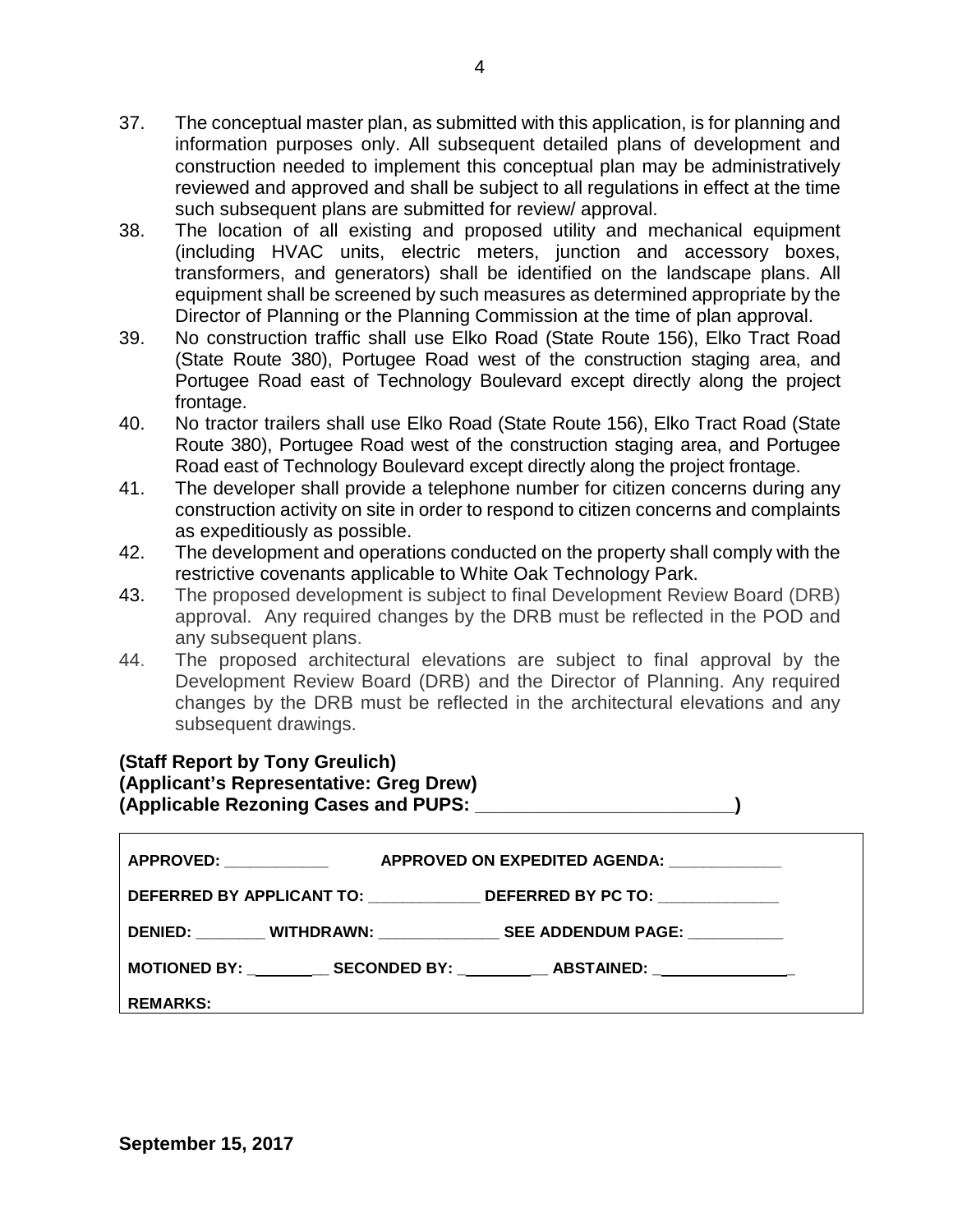37. The conceptual master plan, as submitted with this application, is for planning and information purposes only. All subsequent detailed plans of development and construction needed to implement this conceptual plan may be administratively reviewed and approved and shall be subject to all regulations in effect at the time such subsequent plans are submitted for review/ approval.
38. The location of all existing and proposed utility and mechanical equipment (including HVAC units, electric meters, junction and accessory boxes, transformers, and generators) shall be identified on the landscape plans. All equipment shall be screened by such measures as determined appropriate by the Director of Planning or the Planning Commission at the time of plan approval.
39. No construction traffic shall use Elko Road (State Route 156), Elko Tract Road (State Route 380), Portugee Road west of the construction staging area, and Portugee Road east of Technology Boulevard except directly along the project frontage.
40. No tractor trailers shall use Elko Road (State Route 156), Elko Tract Road (State Route 380), Portugee Road west of the construction staging area, and Portugee Road east of Technology Boulevard except directly along the project frontage.
41. The developer shall provide a telephone number for citizen concerns during any construction activity on site in order to respond to citizen concerns and complaints as expeditiously as possible.
42. The development and operations conducted on the property shall comply with the restrictive covenants applicable to White Oak Technology Park.
43. The proposed development is subject to final Development Review Board (DRB) approval. Any required changes by the DRB must be reflected in the POD and any subsequent plans.
44. The proposed architectural elevations are subject to final approval by the Development Review Board (DRB) and the Director of Planning. Any required changes by the DRB must be reflected in the architectural elevations and any subsequent drawings.

**(Staff Report by Tony Greulich)**
**(Applicant's Representative: Greg Drew)**
**(Applicable Rezoning Cases and PUPS: ________________________)**

| |
|---|
| **APPROVED:** ___________ **APPROVED ON EXPEDITED AGENDA:** ____________ |
| **DEFERRED BY APPLICANT TO:** ____________ **DEFERRED BY PC TO:** _____________ |
| **DENIED:** ________ **WITHDRAWN:** _____________ **SEE ADDENDUM PAGE:** __________ |
| **MOTIONED BY:** __________ **SECONDED BY:** __________ **ABSTAINED:** ________________ |
| **REMARKS:** |

**September 15, 2017**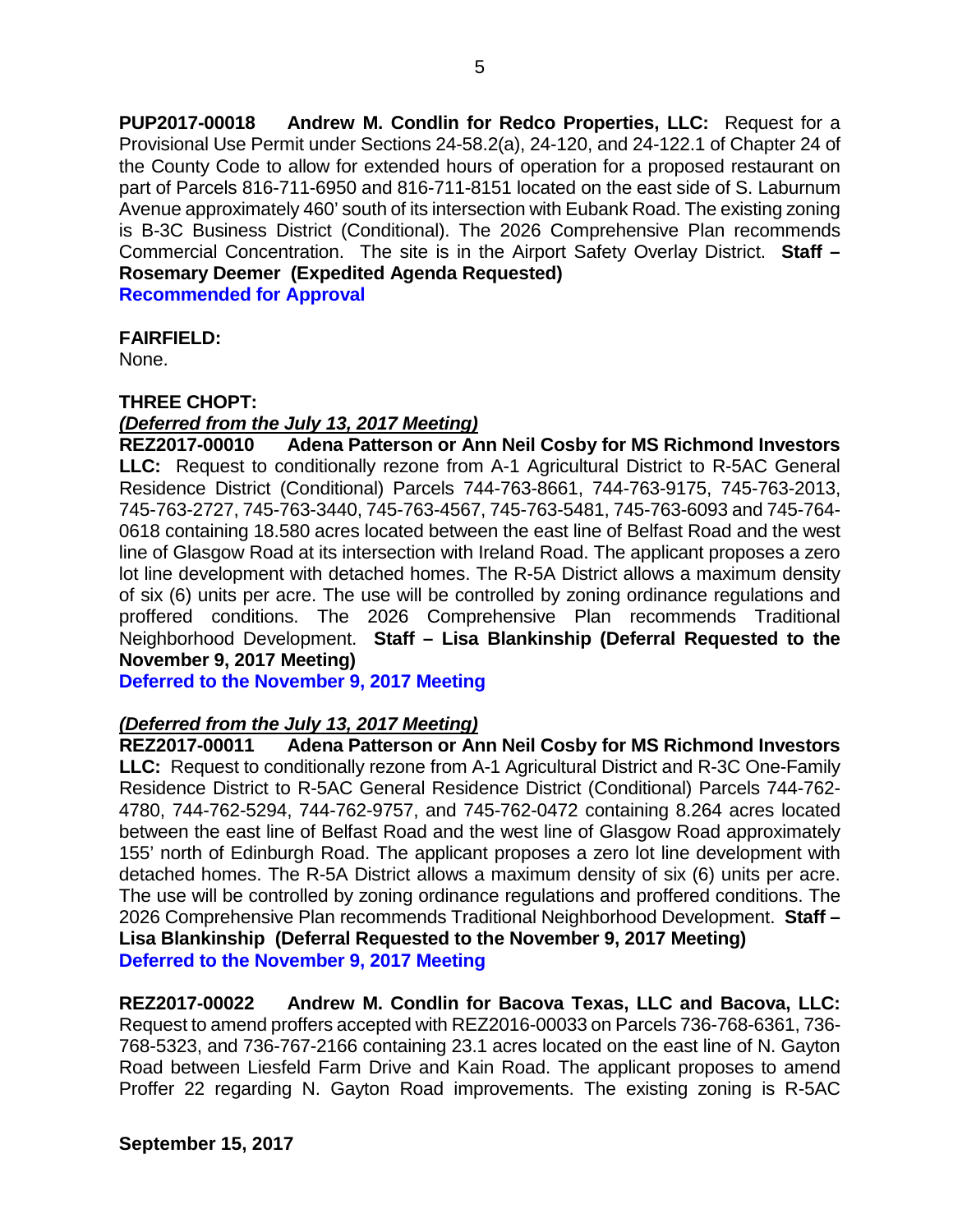**PUP2017-00018 Andrew M. Condlin for Redco Properties, LLC:** Request for a Provisional Use Permit under Sections 24-58.2(a), 24-120, and 24-122.1 of Chapter 24 of the County Code to allow for extended hours of operation for a proposed restaurant on part of Parcels 816-711-6950 and 816-711-8151 located on the east side of S. Laburnum Avenue approximately 460' south of its intersection with Eubank Road. The existing zoning is B-3C Business District (Conditional). The 2026 Comprehensive Plan recommends Commercial Concentration. The site is in the Airport Safety Overlay District. **Staff – Rosemary Deemer (Expedited Agenda Requested)**
**Recommended for Approval**

**FAIRFIELD:**
None.

**THREE CHOPT:**
***(Deferred from the July 13, 2017 Meeting)***
**REZ2017-00010 Adena Patterson or Ann Neil Cosby for MS Richmond Investors LLC:** Request to conditionally rezone from A-1 Agricultural District to R-5AC General Residence District (Conditional) Parcels 744-763-8661, 744-763-9175, 745-763-2013, 745-763-2727, 745-763-3440, 745-763-4567, 745-763-5481, 745-763-6093 and 745-764-0618 containing 18.580 acres located between the east line of Belfast Road and the west line of Glasgow Road at its intersection with Ireland Road. The applicant proposes a zero lot line development with detached homes. The R-5A District allows a maximum density of six (6) units per acre. The use will be controlled by zoning ordinance regulations and proffered conditions. The 2026 Comprehensive Plan recommends Traditional Neighborhood Development. **Staff – Lisa Blankinship (Deferral Requested to the November 9, 2017 Meeting)**
**Deferred to the November 9, 2017 Meeting**

***(Deferred from the July 13, 2017 Meeting)***
**REZ2017-00011 Adena Patterson or Ann Neil Cosby for MS Richmond Investors LLC:** Request to conditionally rezone from A-1 Agricultural District and R-3C One-Family Residence District to R-5AC General Residence District (Conditional) Parcels 744-762-4780, 744-762-5294, 744-762-9757, and 745-762-0472 containing 8.264 acres located between the east line of Belfast Road and the west line of Glasgow Road approximately 155' north of Edinburgh Road. The applicant proposes a zero lot line development with detached homes. The R-5A District allows a maximum density of six (6) units per acre. The use will be controlled by zoning ordinance regulations and proffered conditions. The 2026 Comprehensive Plan recommends Traditional Neighborhood Development. **Staff – Lisa Blankinship (Deferral Requested to the November 9, 2017 Meeting)**
**Deferred to the November 9, 2017 Meeting**

**REZ2017-00022 Andrew M. Condlin for Bacova Texas, LLC and Bacova, LLC:** Request to amend proffers accepted with REZ2016-00033 on Parcels 736-768-6361, 736-768-5323, and 736-767-2166 containing 23.1 acres located on the east line of N. Gayton Road between Liesfeld Farm Drive and Kain Road. The applicant proposes to amend Proffer 22 regarding N. Gayton Road improvements. The existing zoning is R-5AC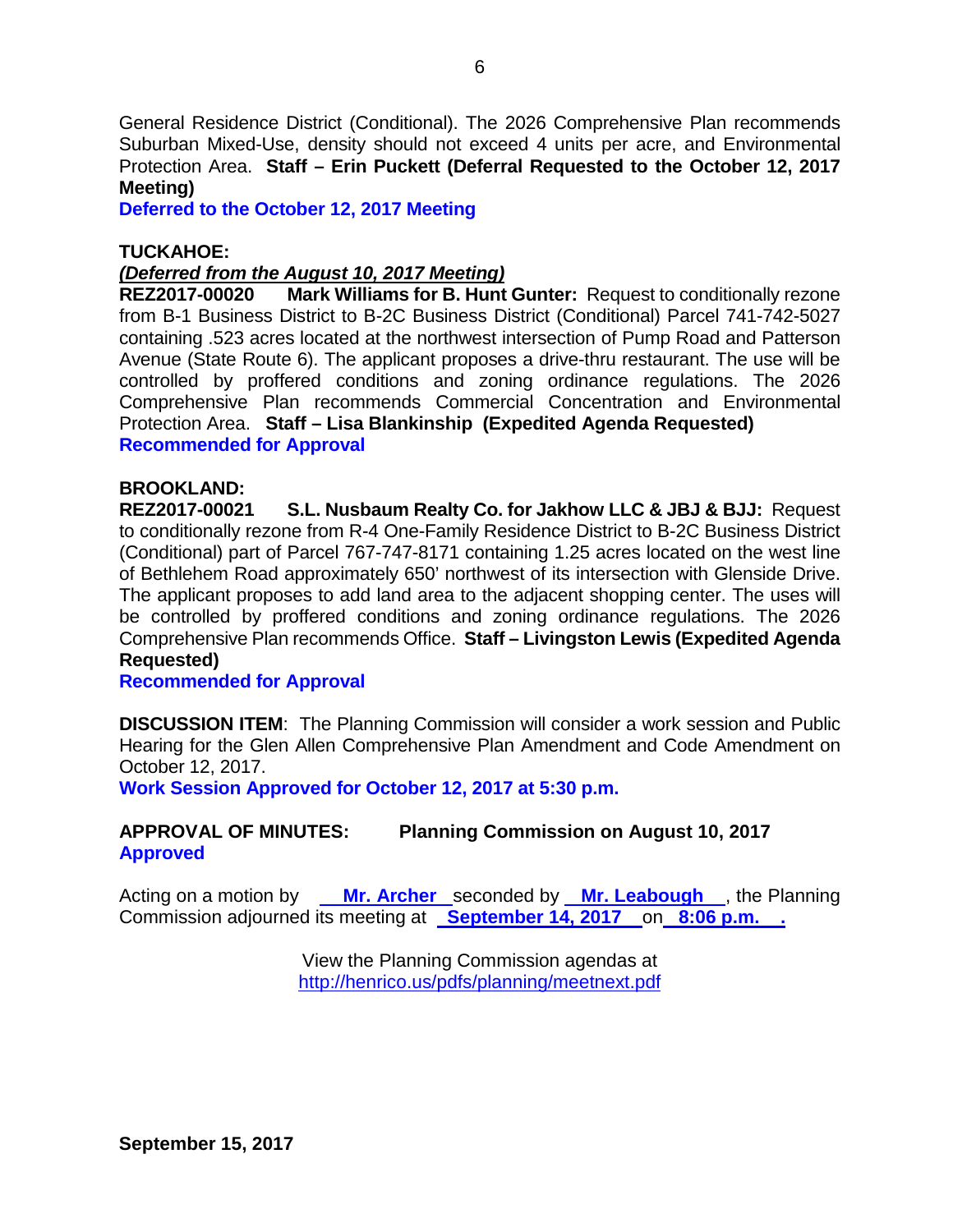General Residence District (Conditional). The 2026 Comprehensive Plan recommends Suburban Mixed-Use, density should not exceed 4 units per acre, and Environmental Protection Area. **Staff – Erin Puckett (Deferral Requested to the October 12, 2017 Meeting)**
**Deferred to the October 12, 2017 Meeting**

**TUCKAHOE:**
***(Deferred from the August 10, 2017 Meeting)***
**REZ2017-00020 Mark Williams for B. Hunt Gunter:** Request to conditionally rezone from B-1 Business District to B-2C Business District (Conditional) Parcel 741-742-5027 containing .523 acres located at the northwest intersection of Pump Road and Patterson Avenue (State Route 6). The applicant proposes a drive-thru restaurant. The use will be controlled by proffered conditions and zoning ordinance regulations. The 2026 Comprehensive Plan recommends Commercial Concentration and Environmental Protection Area. **Staff – Lisa Blankinship (Expedited Agenda Requested)**
**Recommended for Approval**

**BROOKLAND:**
**REZ2017-00021 S.L. Nusbaum Realty Co. for Jakhow LLC & JBJ & BJJ:** Request to conditionally rezone from R-4 One-Family Residence District to B-2C Business District (Conditional) part of Parcel 767-747-8171 containing 1.25 acres located on the west line of Bethlehem Road approximately 650' northwest of its intersection with Glenside Drive. The applicant proposes to add land area to the adjacent shopping center. The uses will be controlled by proffered conditions and zoning ordinance regulations. The 2026 Comprehensive Plan recommends Office. **Staff – Livingston Lewis (Expedited Agenda Requested)**
**Recommended for Approval**

**DISCUSSION ITEM**: The Planning Commission will consider a work session and Public Hearing for the Glen Allen Comprehensive Plan Amendment and Code Amendment on October 12, 2017.
**Work Session Approved for October 12, 2017 at 5:30 p.m.**

**APPROVAL OF MINUTES: Planning Commission on August 10, 2017**
**Approved**

Acting on a motion by **Mr. Archer** seconded by **Mr. Leabough**, the Planning Commission adjourned its meeting at **September 14, 2017** on **8:06 p.m.**.

View the Planning Commission agendas at
http://henrico.us/pdfs/planning/meetnext.pdf

**September 15, 2017**